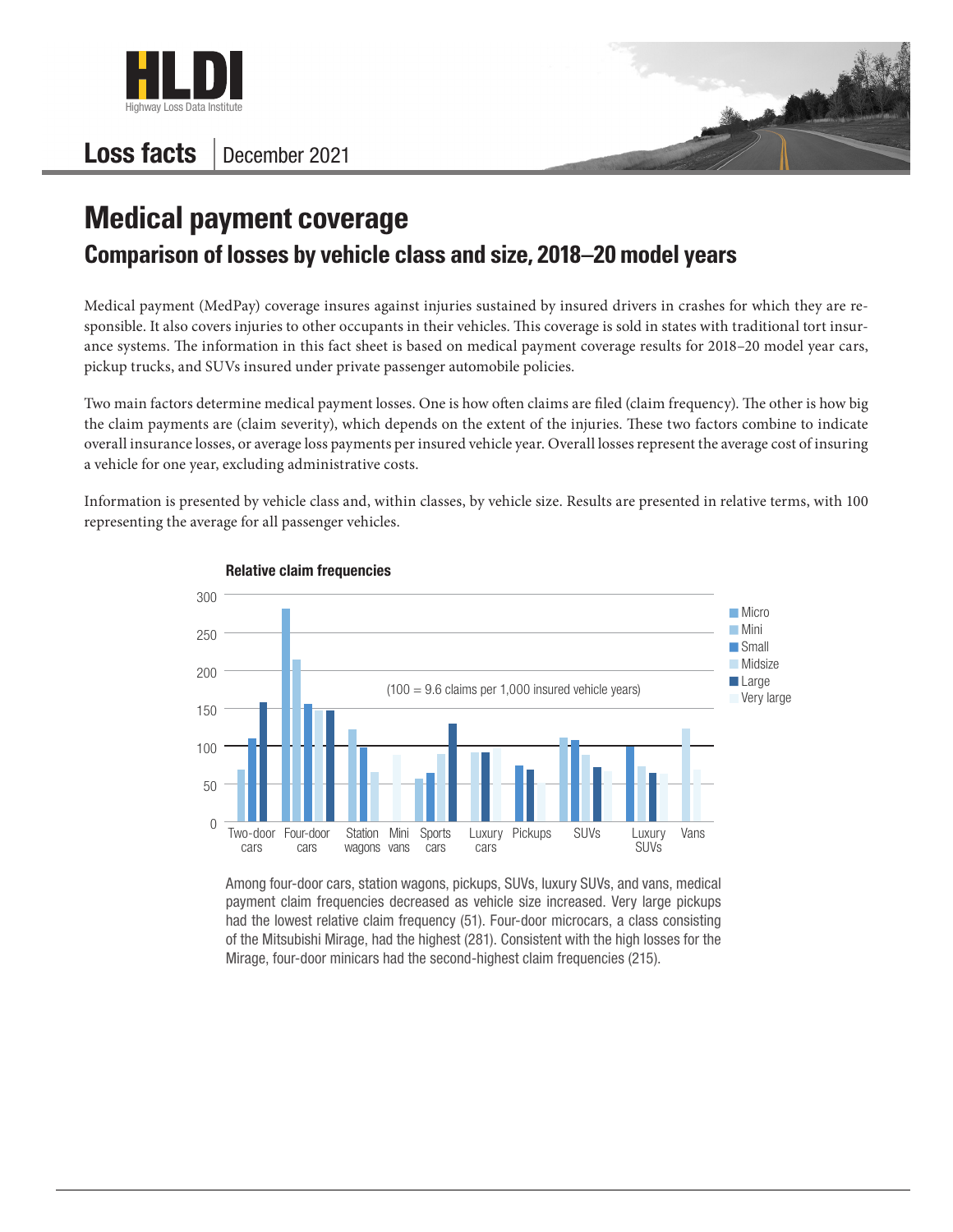# Loss facts | December 2021

## Medical payment coverage

### Comparison of losses by vehicle class and size, 2018–20 model years

Medical payment (MedPay) coverage insures against injuries sustained by insured drivers in crashes for which they are responsible. It also covers injuries to other occupants in their vehicles. This coverage is sold in states with traditional tort insurance systems. The information in this fact sheet is based on medical payment coverage results for 2018–20 model year cars, pickup trucks, and SUVs insured under private passenger automobile policies.

Two main factors determine medical payment losses. One is how often claims are filed (claim frequency). The other is how big the claim payments are (claim severity), which depends on the extent of the injuries. These two factors combine to indicate overall insurance losses, or average loss payments per insured vehicle year. Overall losses represent the average cost of insuring a vehicle for one year, excluding administrative costs.

Information is presented by vehicle class and, within classes, by vehicle size. Results are presented in relative terms, with 100 representing the average for all passenger vehicles.

**Relative claim frequencies**

(100 = 9.6 claims per 1,000 insured vehicle years)

Legend: Micro, Mini, Small, Midsize, Large, Very large

Categories: Two-door cars, Four-door cars, Station wagons, Mini vans, Sports cars, Luxury cars, Pickups, SUVs, Luxury SUVs, Vans

Among four-door cars, station wagons, pickups, SUVs, luxury SUVs, and vans, medical payment claim frequencies decreased as vehicle size increased. Very large pickups had the lowest relative claim frequency (51). Four-door microcars, a class consisting of the Mitsubishi Mirage, had the highest (281). Consistent with the high losses for the Mirage, four-door minicars had the second-highest claim frequencies (215).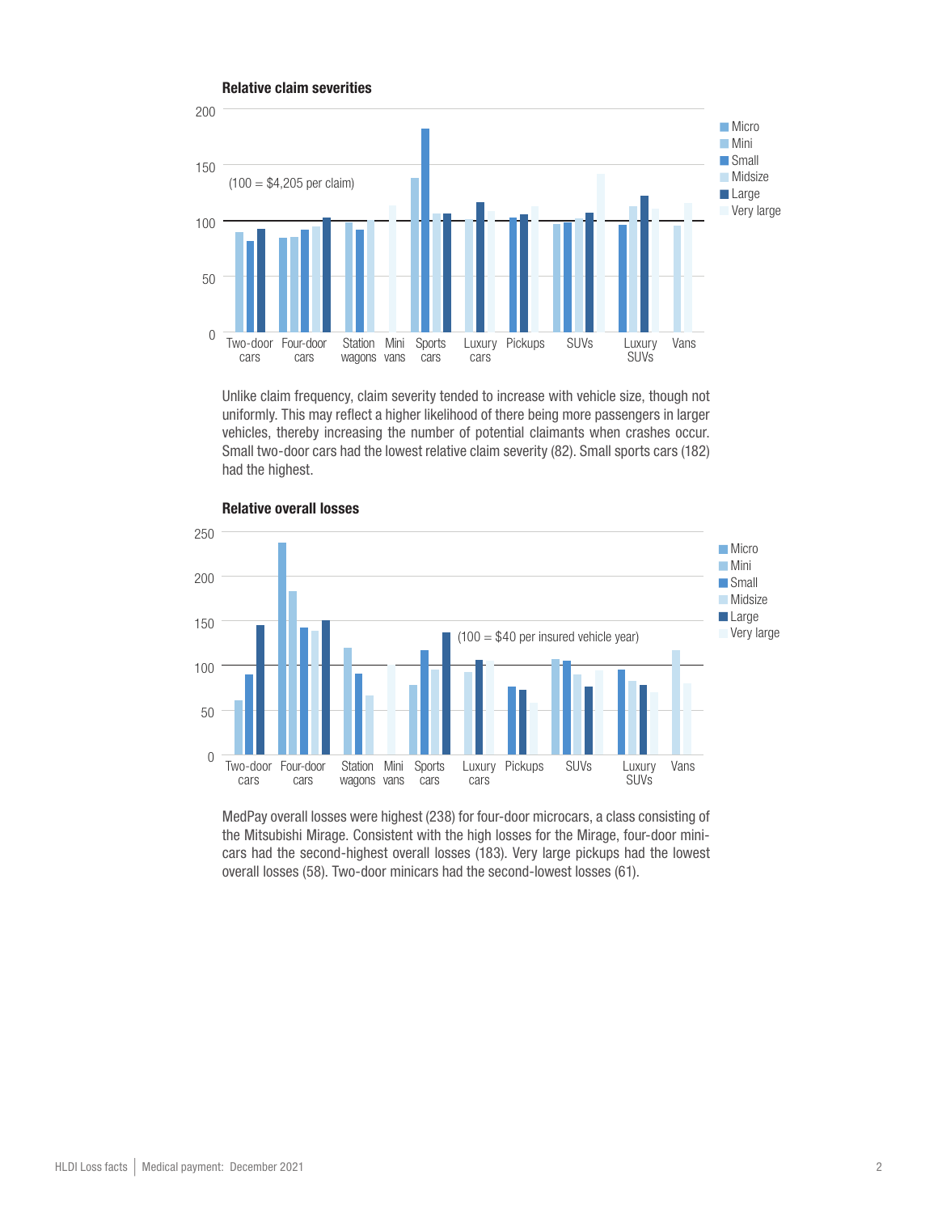**Relative claim severities**

Unlike claim frequency, claim severity tended to increase with vehicle size, though not uniformly. This may reflect a higher likelihood of there being more passengers in larger vehicles, thereby increasing the number of potential claimants when crashes occur. Small two-door cars had the lowest relative claim severity (82). Small sports cars (182) had the highest.

**Relative overall losses**

MedPay overall losses were highest (238) for four-door microcars, a class consisting of the Mitsubishi Mirage. Consistent with the high losses for the Mirage, four-door minicars had the second-highest overall losses (183). Very large pickups had the lowest overall losses (58). Two-door minicars had the second-lowest losses (61).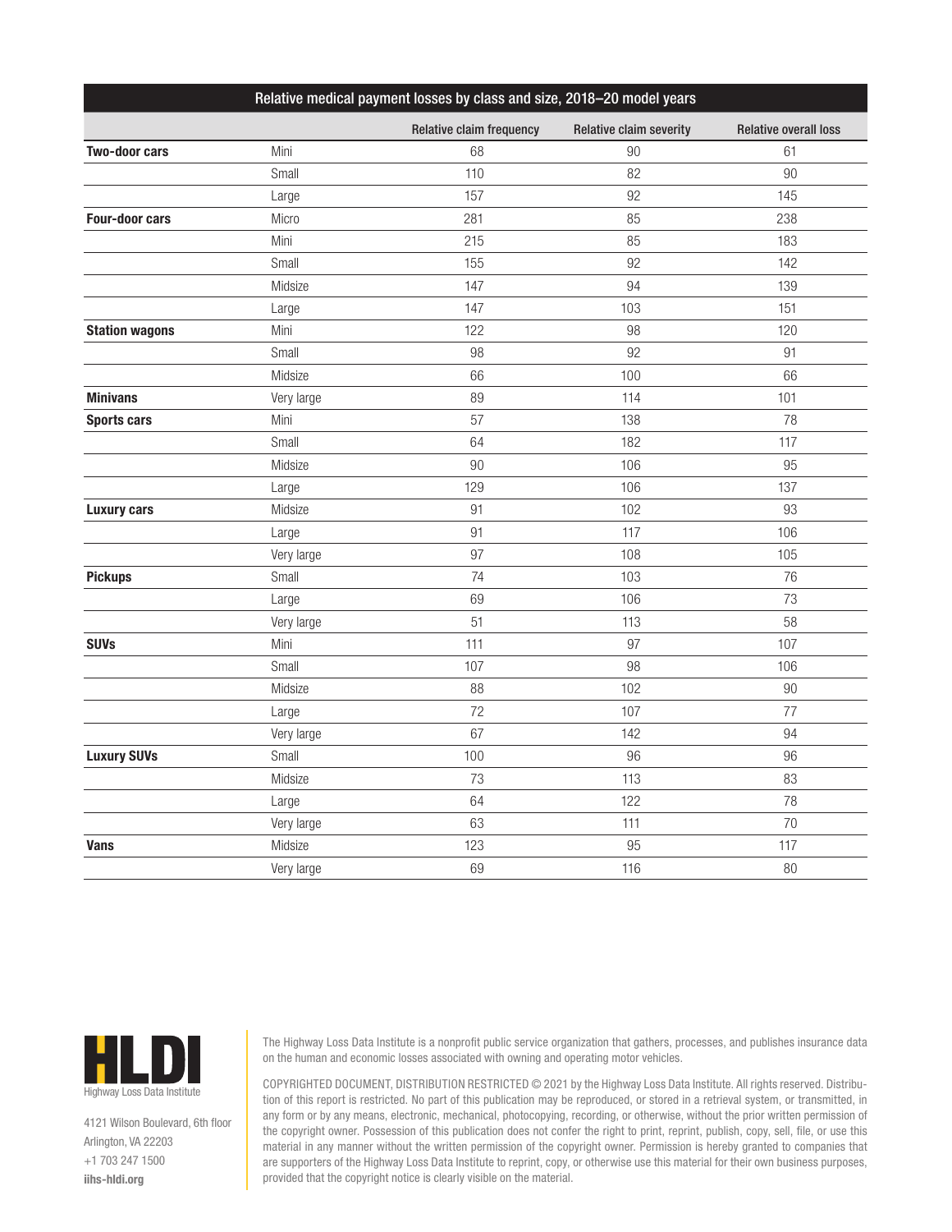| Relative medical payment losses by class and size, 2018–20 model years | | | | |
|---|---|---|---|---|
| | | Relative claim frequency | Relative claim severity | Relative overall loss |
| **Two-door cars** | Mini | 68 | 90 | 61 |
| | Small | 110 | 82 | 90 |
| | Large | 157 | 92 | 145 |
| **Four-door cars** | Micro | 281 | 85 | 238 |
| | Mini | 215 | 85 | 183 |
| | Small | 155 | 92 | 142 |
| | Midsize | 147 | 94 | 139 |
| | Large | 147 | 103 | 151 |
| **Station wagons** | Mini | 122 | 98 | 120 |
| | Small | 98 | 92 | 91 |
| | Midsize | 66 | 100 | 66 |
| **Minivans** | Very large | 89 | 114 | 101 |
| **Sports cars** | Mini | 57 | 138 | 78 |
| | Small | 64 | 182 | 117 |
| | Midsize | 90 | 106 | 95 |
| | Large | 129 | 106 | 137 |
| **Luxury cars** | Midsize | 91 | 102 | 93 |
| | Large | 91 | 117 | 106 |
| | Very large | 97 | 108 | 105 |
| **Pickups** | Small | 74 | 103 | 76 |
| | Large | 69 | 106 | 73 |
| | Very large | 51 | 113 | 58 |
| **SUVs** | Mini | 111 | 97 | 107 |
| | Small | 107 | 98 | 106 |
| | Midsize | 88 | 102 | 90 |
| | Large | 72 | 107 | 77 |
| | Very large | 67 | 142 | 94 |
| **Luxury SUVs** | Small | 100 | 96 | 96 |
| | Midsize | 73 | 113 | 83 |
| | Large | 64 | 122 | 78 |
| | Very large | 63 | 111 | 70 |
| **Vans** | Midsize | 123 | 95 | 117 |
| | Very large | 69 | 116 | 80 |

HLDI
Highway Loss Data Institute

4121 Wilson Boulevard, 6th floor
Arlington, VA 22203
+1 703 247 1500
**iihs-hldi.org**

The Highway Loss Data Institute is a nonprofit public service organization that gathers, processes, and publishes insurance data on the human and economic losses associated with owning and operating motor vehicles.

COPYRIGHTED DOCUMENT, DISTRIBUTION RESTRICTED © 2021 by the Highway Loss Data Institute. All rights reserved. Distribution of this report is restricted. No part of this publication may be reproduced, or stored in a retrieval system, or transmitted, in any form or by any means, electronic, mechanical, photocopying, recording, or otherwise, without the prior written permission of the copyright owner. Possession of this publication does not confer the right to print, reprint, publish, copy, sell, file, or use this material in any manner without the written permission of the copyright owner. Permission is hereby granted to companies that are supporters of the Highway Loss Data Institute to reprint, copy, or otherwise use this material for their own business purposes, provided that the copyright notice is clearly visible on the material.